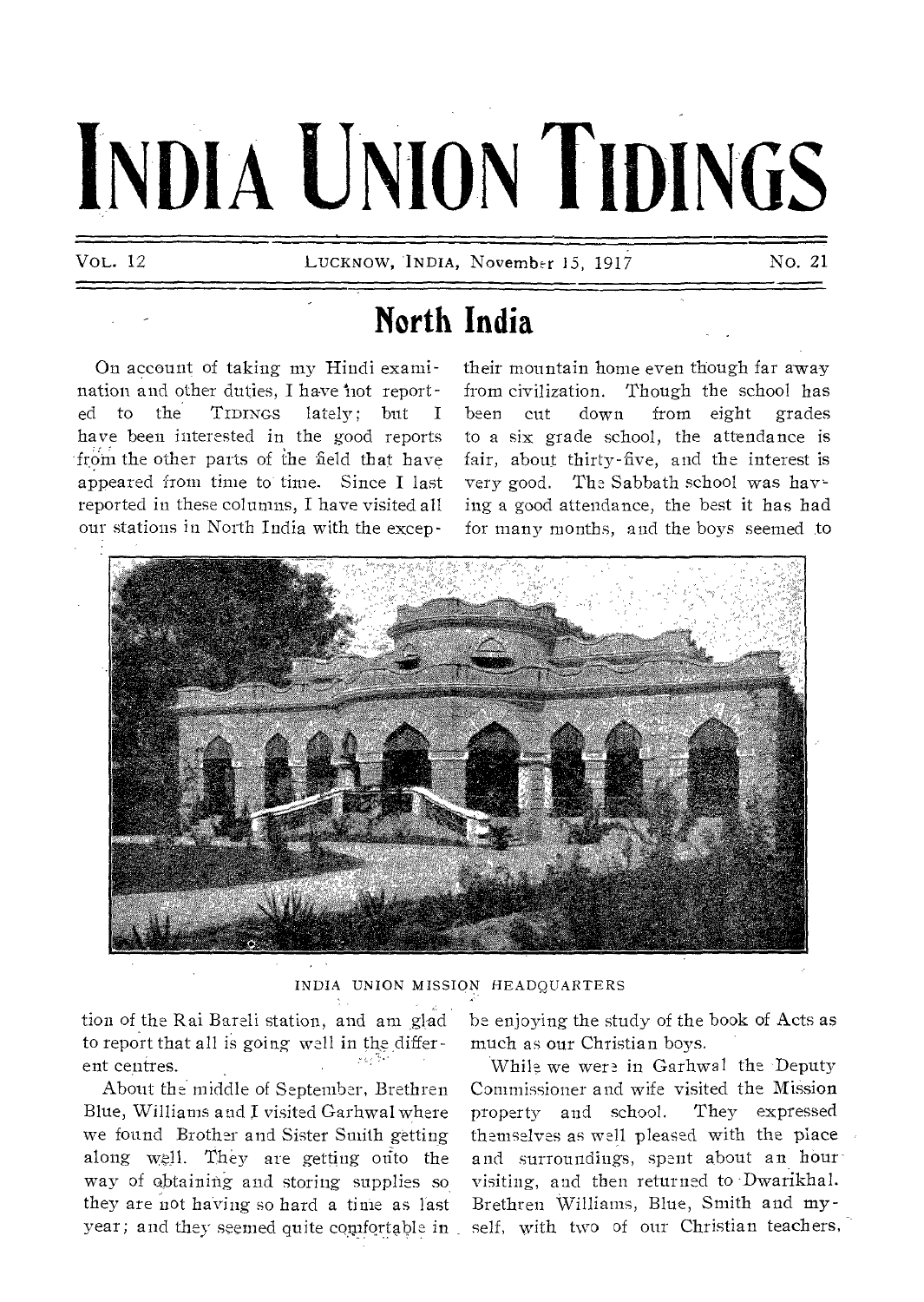# INDIA UNION TIDINGS

VOL. 12 — LUCKNOW, INDIA, November 15, 1917 — No. 21

## North India

On account of taking my Hindi examination and other duties, I have not reported to the TIDINGS lately; but I have been interested in the good reports from the other parts of the field that have appeared from time to time. Since I last reported in these columns, I have visited all our stations in North India with the exception of the Rai Bareli station, and am glad to report that all is going well in the different centres.

About the middle of September, Brethren Blue, Williams and I visited Garhwal where we found Brother and Sister Smith getting along well. They are getting onto the way of obtaining and storing supplies so they are not having so hard a time as last year; and they seemed quite comfortable in their mountain home even though far away from civilization. Though the school has been cut down from eight grades to a six grade school, the attendance is fair, about thirty-five, and the interest is very good. The Sabbath school was having a good attendance, the best it has had for many months, and the boys seemed to be enjoying the study of the book of Acts as much as our Christian boys.

INDIA UNION MISSION HEADQUARTERS

While we were in Garhwal the Deputy Commissioner and wife visited the Mission property and school. They expressed themselves as well pleased with the place and surroundings, spent about an hour visiting, and then returned to Dwarikhal. Brethren Williams, Blue, Smith and myself, with two of our Christian teachers,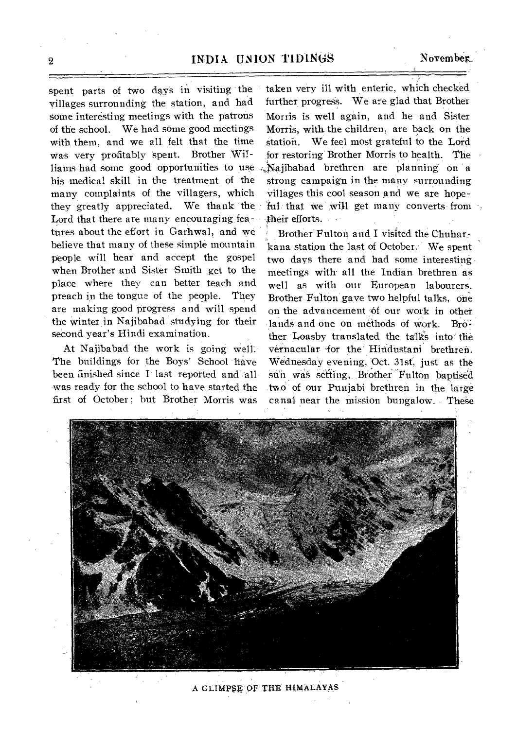spent parts of two days in visiting the villages surrounding the station, and had some interesting meetings with the patrons of the school. We had some good meetings with them, and we all felt that the time was very profitably spent. Brother Williams had some good opportunities to use his medical skill in the treatment of the many complaints of the villagers, which they greatly appreciated. We thank the Lord that there are many encouraging features about the effort in Garhwal, and we believe that many of these simple mountain people will hear and accept the gospel when Brother and Sister Smith get to the place where they can better teach and preach in the tongue of the people. They are making good progress and will spend the winter in Najibabad studying for their second year's Hindi examination.

At Najibabad the work is going well. The buildings for the Boys' School have been finished since I last reported and all was ready for the school to have started the first of October; but Brother Morris was taken very ill with enteric, which checked further progress. We are glad that Brother Morris is well again, and he and Sister Morris, with the children, are back on the station. We feel most grateful to the Lord for restoring Brother Morris to health. The Najibabad brethren are planning on a strong campaign in the many surrounding villages this cool season and we are hopeful that we will get many converts from their efforts.

Brother Fulton and I visited the Chuharkana station the last of October. We spent two days there and had some interesting meetings with all the Indian brethren as well as with our European labourers. Brother Fulton gave two helpful talks, one on the advancement of our work in other lands and one on methods of work. Brother Loasby translated the talks into the vernacular for the Hindustani brethren. Wednesday evening, Oct. 31st, just as the sun was setting, Brother Fulton baptised two of our Punjabi brethren in the large canal near the mission bungalow. These

A GLIMPSE OF THE HIMALAYAS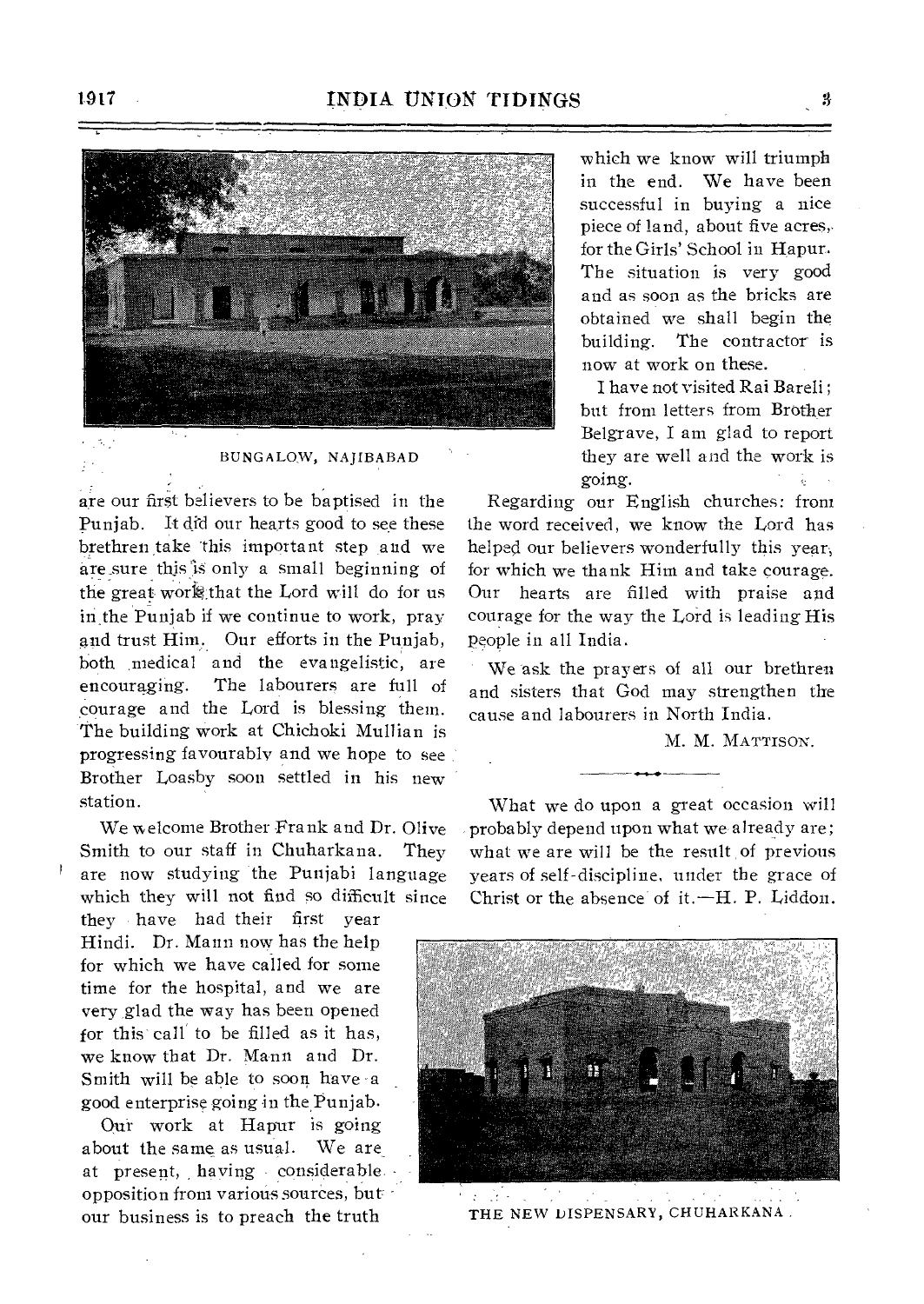BUNGALOW, NAJIBABAD

are our first believers to be baptised in the Punjab. It did our hearts good to see these brethren take this important step and we are sure this is only a small beginning of the great work that the Lord will do for us in the Punjab if we continue to work, pray and trust Him. Our efforts in the Punjab, both medical and the evangelistic, are encouraging. The labourers are full of courage and the Lord is blessing them. The building work at Chichoki Mullian is progressing favourably and we hope to see Brother Loasby soon settled in his new station.

We welcome Brother Frank and Dr. Olive Smith to our staff in Chuharkana. They are now studying the Punjabi language which they will not find so difficult since they have had their first year Hindi. Dr. Mann now has the help for which we have called for some time for the hospital, and we are very glad the way has been opened for this call to be filled as it has, we know that Dr. Mann and Dr. Smith will be able to soon have a good enterprise going in the Punjab.

Our work at Hapur is going about the same as usual. We are at present, having considerable opposition from various sources, but our business is to preach the truth which we know will triumph in the end. We have been successful in buying a nice piece of land, about five acres, for the Girls' School in Hapur. The situation is very good and as soon as the bricks are obtained we shall begin the building. The contractor is now at work on these.

I have not visited Rai Bareli; but from letters from Brother Belgrave, I am glad to report they are well and the work is going.

Regarding our English churches: from the word received, we know the Lord has helped our believers wonderfully this year, for which we thank Him and take courage. Our hearts are filled with praise and courage for the way the Lord is leading His people in all India.

We ask the prayers of all our brethren and sisters that God may strengthen the cause and labourers in North India.

M. M. MATTISON.

---

What we do upon a great occasion will probably depend upon what we already are; what we are will be the result of previous years of self-discipline, under the grace of Christ or the absence of it.—H. P. Liddon.

THE NEW DISPENSARY, CHUHARKANA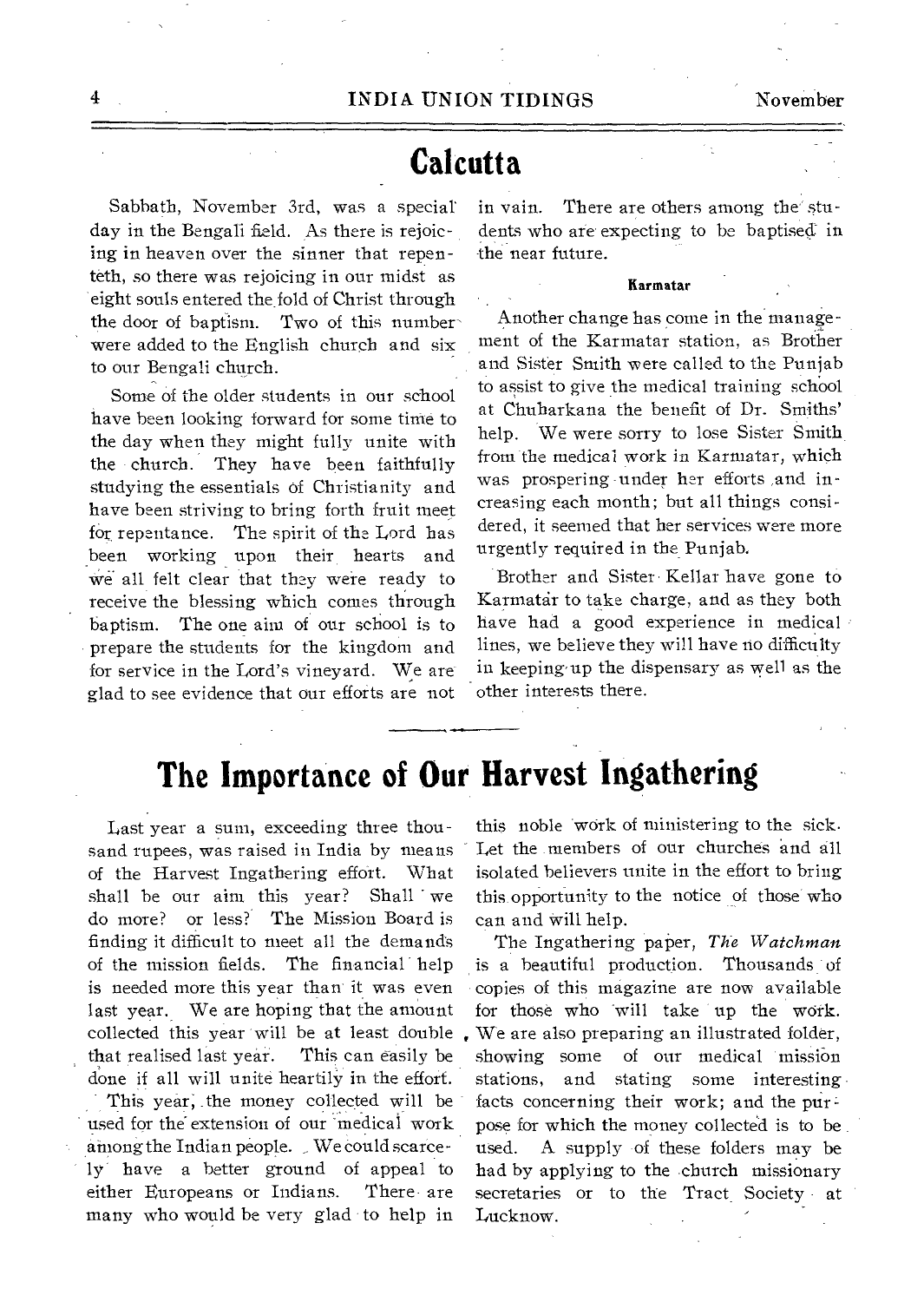# Calcutta

Sabbath, November 3rd, was a special day in the Bengali field. As there is rejoicing in heaven over the sinner that repenteth, so there was rejoicing in our midst as eight souls entered the fold of Christ through the door of baptism. Two of this number were added to the English church and six to our Bengali church.

Some of the older students in our school have been looking forward for some time to the day when they might fully unite with the church. They have been faithfully studying the essentials of Christianity and have been striving to bring forth fruit meet for repentance. The spirit of the Lord has been working upon their hearts and we all felt clear that they were ready to receive the blessing which comes through baptism. The one aim of our school is to prepare the students for the kingdom and for service in the Lord's vineyard. We are glad to see evidence that our efforts are not in vain. There are others among the students who are expecting to be baptised in the near future.

### Karmatar

Another change has come in the management of the Karmatar station, as Brother and Sister Smith were called to the Punjab to assist to give the medical training school at Chuharkana the benefit of Dr. Smiths' help. We were sorry to lose Sister Smith from the medical work in Karmatar, which was prospering under her efforts and increasing each month; but all things considered, it seemed that her services were more urgently required in the Punjab.

Brother and Sister Kellar have gone to Karmatar to take charge, and as they both have had a good experience in medical lines, we believe they will have no difficulty in keeping up the dispensary as well as the other interests there.

# The Importance of Our Harvest Ingathering

Last year a sum, exceeding three thousand rupees, was raised in India by means of the Harvest Ingathering effort. What shall be our aim this year? Shall we do more? or less? The Mission Board is finding it difficult to meet all the demands of the mission fields. The financial help is needed more this year than it was even last year. We are hoping that the amount collected this year will be at least double that realised last year. This can easily be done if all will unite heartily in the effort.

This year, the money collected will be used for the extension of our medical work among the Indian people. We could scarcely have a better ground of appeal to either Europeans or Indians. There are many who would be very glad to help in this noble work of ministering to the sick. Let the members of our churches and all isolated believers unite in the effort to bring this opportunity to the notice of those who can and will help.

The Ingathering paper, *The Watchman* is a beautiful production. Thousands of copies of this magazine are now available for those who will take up the work. We are also preparing an illustrated folder, showing some of our medical mission stations, and stating some interesting facts concerning their work; and the purpose for which the money collected is to be used. A supply of these folders may be had by applying to the church missionary secretaries or to the Tract Society at Lucknow.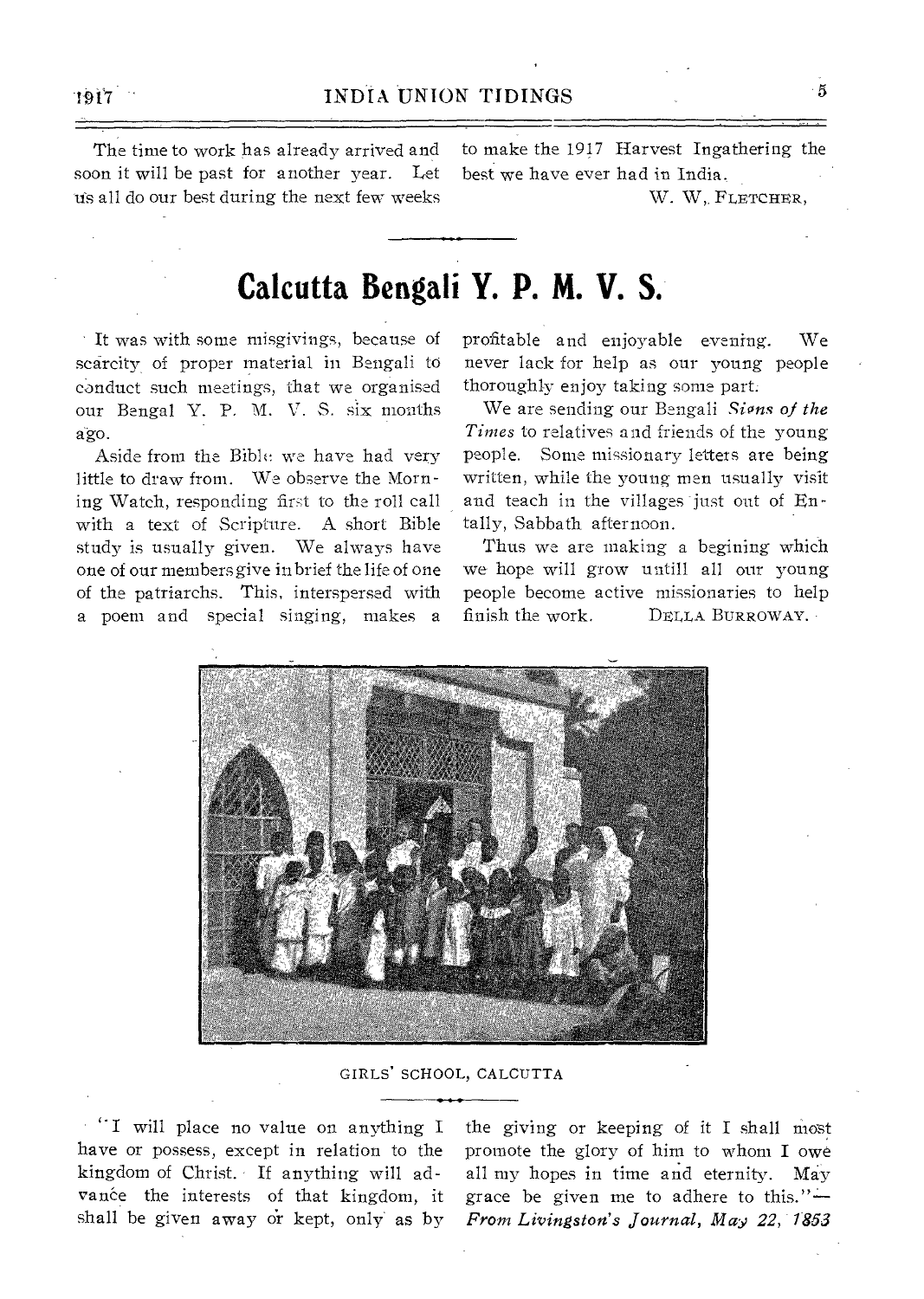The time to work has already arrived and soon it will be past for another year. Let us all do our best during the next few weeks to make the 1917 Harvest Ingathering the best we have ever had in India.

W. W. FLETCHER,

## Calcutta Bengali Y. P. M. V. S.

It was with some misgivings, because of scarcity of proper material in Bengali to conduct such meetings, that we organised our Bengal Y. P. M. V. S. six months ago.

Aside from the Bible we have had very little to draw from. We observe the Morning Watch, responding first to the roll call with a text of Scripture. A short Bible study is usually given. We always have one of our members give in brief the life of one of the patriarchs. This, interspersed with a poem and special singing, makes a profitable and enjoyable evening. We never lack for help as our young people thoroughly enjoy taking some part.

We are sending our Bengali *Signs of the Times* to relatives and friends of the young people. Some missionary letters are being written, while the young men usually visit and teach in the villages just out of Entally, Sabbath afternoon.

Thus we are making a begining which we hope will grow untill all our young people become active missionaries to help finish the work.

DELLA BURROWAY.

GIRLS' SCHOOL, CALCUTTA

"I will place no value on anything I have or possess, except in relation to the kingdom of Christ. If anything will advance the interests of that kingdom, it shall be given away or kept, only as by the giving or keeping of it I shall most promote the glory of him to whom I owe all my hopes in time and eternity. May grace be given me to adhere to this."—*From Livingston's Journal, May 22, 1853*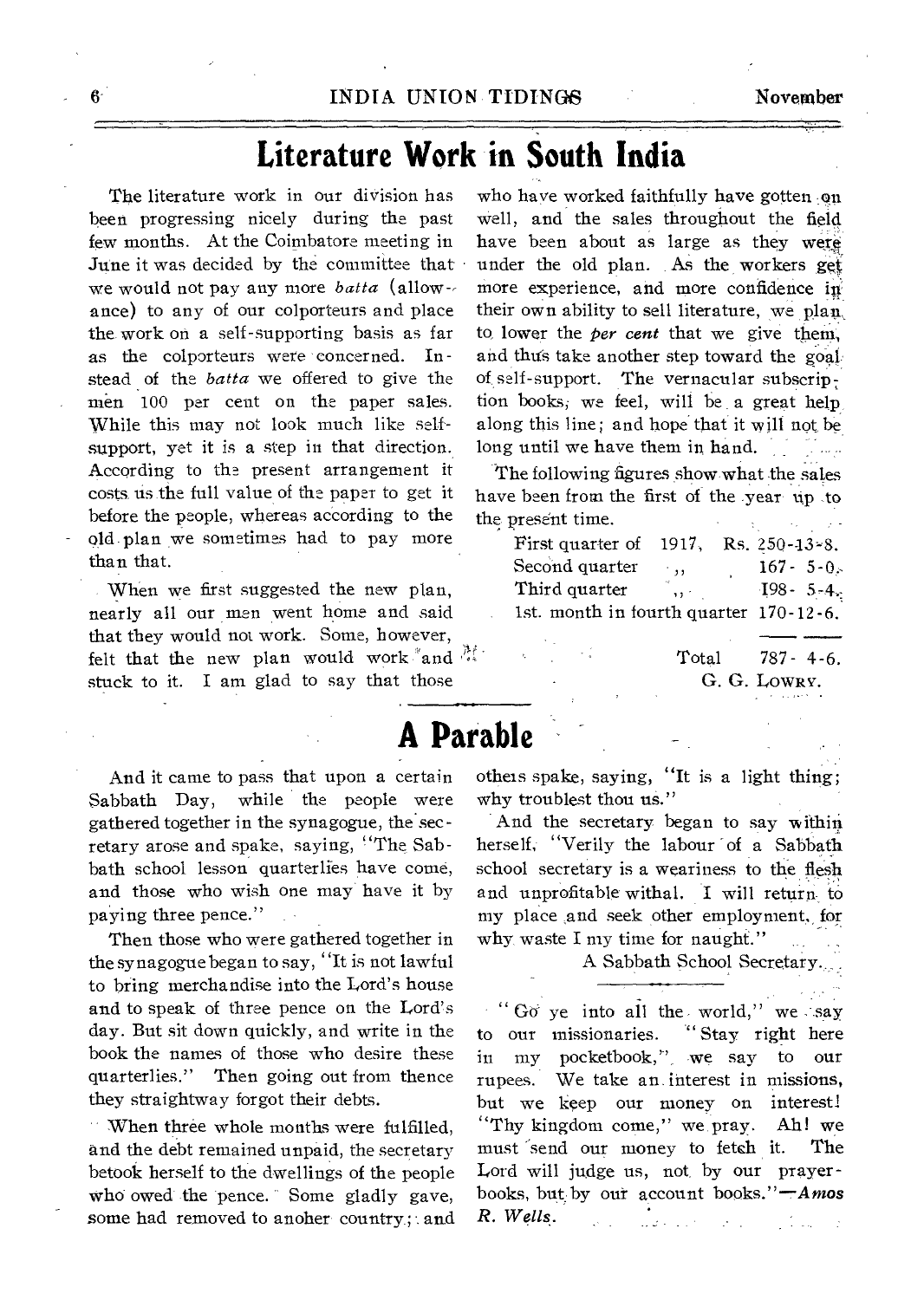# Literature Work in South India

The literature work in our division has been progressing nicely during the past few months. At the Coimbatore meeting in June it was decided by the committee that we would not pay any more *batta* (allowance) to any of our colporteurs and place the work on a self-supporting basis as far as the colporteurs were concerned. Instead of the *batta* we offered to give the men 100 per cent on the paper sales. While this may not look much like self-support, yet it is a step in that direction. According to the present arrangement it costs us the full value of the paper to get it before the people, whereas according to the old plan we sometimes had to pay more than that.

When we first suggested the new plan, nearly all our men went home and said that they would not work. Some, however, felt that the new plan would work and stuck to it. I am glad to say that those who have worked faithfully have gotten on well, and the sales throughout the field have been about as large as they were under the old plan. As the workers get more experience, and more confidence in their own ability to sell literature, we plan to lower the *per cent* that we give them, and thus take another step toward the goal of self-support. The vernacular subscription books, we feel, will be a great help along this line; and hope that it will not be long until we have them in hand.

The following figures show what the sales have been from the first of the year up to the present time.

| | |
|---|---|
| First quarter of 1917, | Rs. 250-13-8. |
| Second quarter ,, | 167- 5-0. |
| Third quarter ,, | 198- 5-4. |
| 1st. month in fourth quarter | 170-12-6. |
| Total | 787- 4-6. |

G. G. LOWRY.

# A Parable

And it came to pass that upon a certain Sabbath Day, while the people were gathered together in the synagogue, the secretary arose and spake, saying, "The Sabbath school lesson quarterlies have come, and those who wish one may have it by paying three pence."

Then those who were gathered together in the synagogue began to say, "It is not lawful to bring merchandise into the Lord's house and to speak of three pence on the Lord's day. But sit down quickly, and write in the book the names of those who desire these quarterlies." Then going out from thence they straightway forgot their debts.

When three whole months were fulfilled, and the debt remained unpaid, the secretary betook herself to the dwellings of the people who owed the pence. Some gladly gave, some had removed to anoher country; and otheis spake, saying, "It is a light thing; why troublest thou us."

And the secretary began to say within herself, "Verily the labour of a Sabbath school secretary is a weariness to the flesh and unprofitable withal. I will return to my place and seek other employment, for why waste I my time for naught."

A Sabbath School Secretary.

---

"Go ye into all the world," we say to our missionaries. "Stay right here in my pocketbook," we say to our rupees. We take an interest in missions, but we keep our money on interest! "Thy kingdom come," we pray. Ah! we must send our money to fetch it. The Lord will judge us, not by our prayer-books, but by our account books."—*Amos R. Wells.*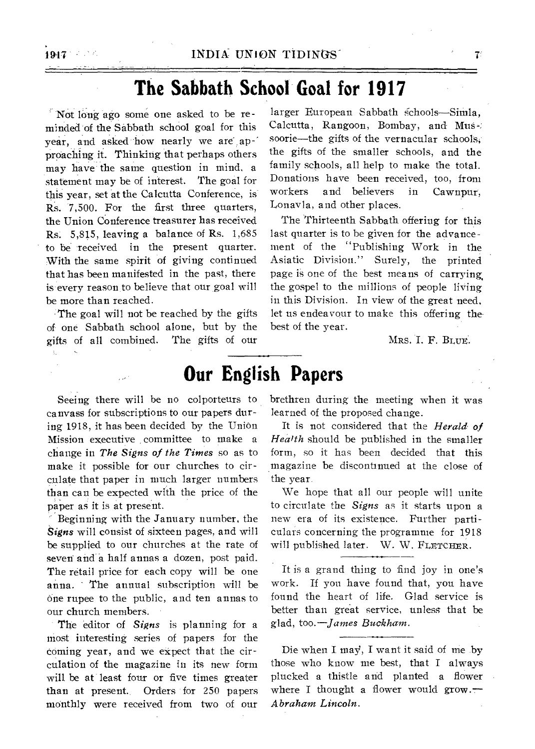# The Sabbath School Goal for 1917

Not long ago some one asked to be reminded of the Sabbath school goal for this year, and asked how nearly we are approaching it. Thinking that perhaps others may have the same question in mind, a statement may be of interest. The goal for this year, set at the Calcutta Conference, is Rs. 7,500. For the first three quarters, the Union Conference treasurer has received Rs. 5,815, leaving a balance of Rs. 1,685 to be received in the present quarter. With the same spirit of giving continued that has been manifested in the past, there is every reason to believe that our goal will be more than reached.

The goal will not be reached by the gifts of one Sabbath school alone, but by the gifts of all combined. The gifts of our larger European Sabbath schools—Simla, Calcutta, Rangoon, Bombay, and Mussoorie—the gifts of the vernacular schools, the gifts of the smaller schools, and the family schools, all help to make the total. Donations have been received, too, from workers and believers in Cawnpur, Lonavla, and other places.

The Thirteenth Sabbath offering for this last quarter is to be given for the advancement of the "Publishing Work in the Asiatic Division." Surely, the printed page is one of the best means of carrying the gospel to the millions of people living in this Division. In view of the great need, let us endeavour to make this offering the best of the year.

MRS. I. F. BLUE.

# Our English Papers

Seeing there will be no colporteurs to canvass for subscriptions to our papers during 1918, it has been decided by the Union Mission executive committee to make a change in *The Signs of the Times* so as to make it possible for our churches to circulate that paper in much larger numbers than can be expected with the price of the paper as it is at present.

Beginning with the January number, the *Signs* will consist of sixteen pages, and will be supplied to our churches at the rate of seven and a half annas a dozen, post paid. The retail price for each copy will be one anna. The annual subscription will be one rupee to the public, and ten annas to our church members.

The editor of *Signs* is planning for a most interesting series of papers for the coming year, and we expect that the circulation of the magazine in its new form will be at least four or five times greater than at present. Orders for 250 papers monthly were received from two of our brethren during the meeting when it was learned of the proposed change.

It is not considered that the *Herald of Health* should be published in the smaller form, so it has been decided that this magazine be discontinued at the close of the year.

We hope that all our people will unite to circulate the *Signs* as it starts upon a new era of its existence. Further particulars concerning the programme for 1918 will published later. W. W. FLETCHER.

---

It is a grand thing to find joy in one's work. If you have found that, you have found the heart of life. Glad service is better than great service, unless that be glad, too.—*James Buckham.*

---

Die when I may, I want it said of me by those who know me best, that I always plucked a thistle and planted a flower where I thought a flower would grow.—*Abraham Lincoln.*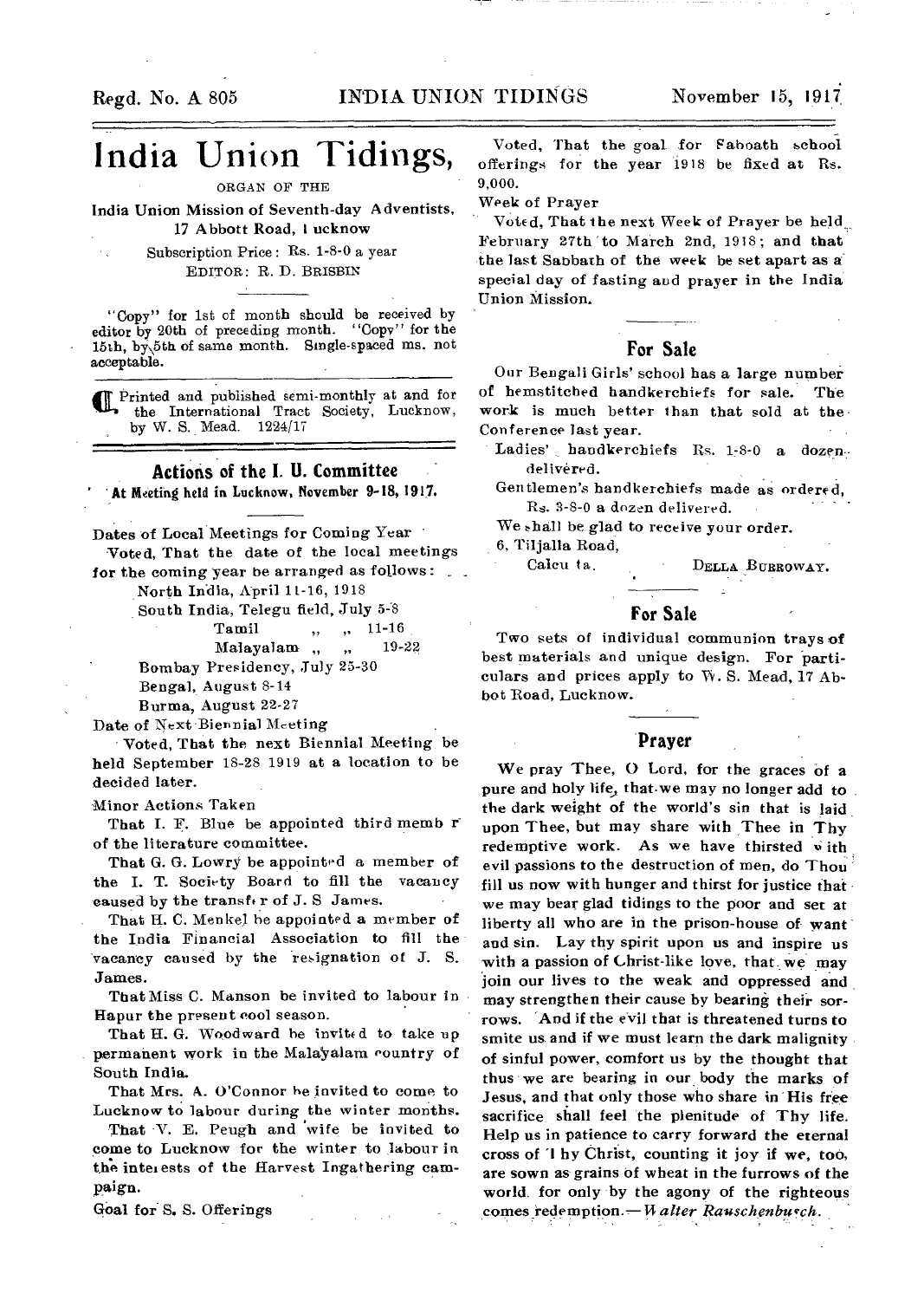# India Union Tidings,

ORGAN OF THE

India Union Mission of Seventh-day Adventists, 17 Abbott Road, Lucknow

Subscription Price: Rs. 1-8-0 a year

EDITOR: R. D. BRISBIN

"Copy" for 1st of month should be received by editor by 20th of preceding month. "Copy" for the 15th, by 5th of same month. Single-spaced ms. not acceptable.

Printed and published semi-monthly at and for the International Tract Society, Lucknow, by W. S. Mead. 1224/17

## Actions of the I. U. Committee

**At Meeting held in Lucknow, November 9-18, 1917.**

Dates of Local Meetings for Coming Year

Voted, That the date of the local meetings for the coming year be arranged as follows:

North India, April 11-16, 1918

South India, Telegu field, July 5-8

Tamil „ „ 11-16

Malayalam „ „ 19-22

Bombay Presidency, July 25-30

Bengal, August 8-14

Burma, August 22-27

Date of Next Biennial Meeting

Voted, That the next Biennial Meeting be held September 18-28 1919 at a location to be decided later.

Minor Actions Taken

That I. F. Blue be appointed third memb r of the literature committee.

That G. G. Lowry be appointed a member of the I. T. Society Board to fill the vacancy caused by the transfer of J. S James.

That H. C. Menkel be appointed a member of the India Financial Association to fill the vacancy caused by the resignation of J. S. James.

That Miss C. Manson be invited to labour in Hapur the present cool season.

That H. G. Woodward be invited to take up permanent work in the Malayalam country of South India.

That Mrs. A. O'Connor be invited to come to Lucknow to labour during the winter months.

That V. E. Peugh and wife be invited to come to Lucknow for the winter to labour in the interests of the Harvest Ingathering campaign.

Goal for S. S. Offerings

Voted, That the goal for Sabbath school offerings for the year 1918 be fixed at Rs. 9,000.

Week of Prayer

Voted, That the next Week of Prayer be held February 27th to March 2nd, 1918; and that the last Sabbath of the week be set apart as a special day of fasting and prayer in the India Union Mission.

## For Sale

Our Bengali Girls' school has a large number of hemstitched handkerchiefs for sale. The work is much better than that sold at the Conference last year.

Ladies' handkerchiefs Rs. 1-8-0 a dozen delivered.

Gentlemen's handkerchiefs made as ordered, Rs. 3-8-0 a dozen delivered.

We shall be glad to receive your order.

6, Tiljalla Road,

Calcutta. DELLA BURROWAY.

## For Sale

Two sets of individual communion trays of best materials and unique design. For particulars and prices apply to W. S. Mead, 17 Abbot Road, Lucknow.

## Prayer

We pray Thee, O Lord, for the graces of a pure and holy life, that we may no longer add to the dark weight of the world's sin that is laid upon Thee, but may share with Thee in Thy redemptive work. As we have thirsted with evil passions to the destruction of men, do Thou fill us now with hunger and thirst for justice that we may bear glad tidings to the poor and set at liberty all who are in the prison-house of want and sin. Lay thy spirit upon us and inspire us with a passion of Christ-like love, that we may join our lives to the weak and oppressed and may strengthen their cause by bearing their sorrows. And if the evil that is threatened turns to smite us and if we must learn the dark malignity of sinful power, comfort us by the thought that thus we are bearing in our body the marks of Jesus, and that only those who share in His free sacrifice shall feel the plenitude of Thy life. Help us in patience to carry forward the eternal cross of Thy Christ, counting it joy if we, too, are sown as grains of wheat in the furrows of the world. for only by the agony of the righteous comes redemption.—*Walter Rauschenbusch.*